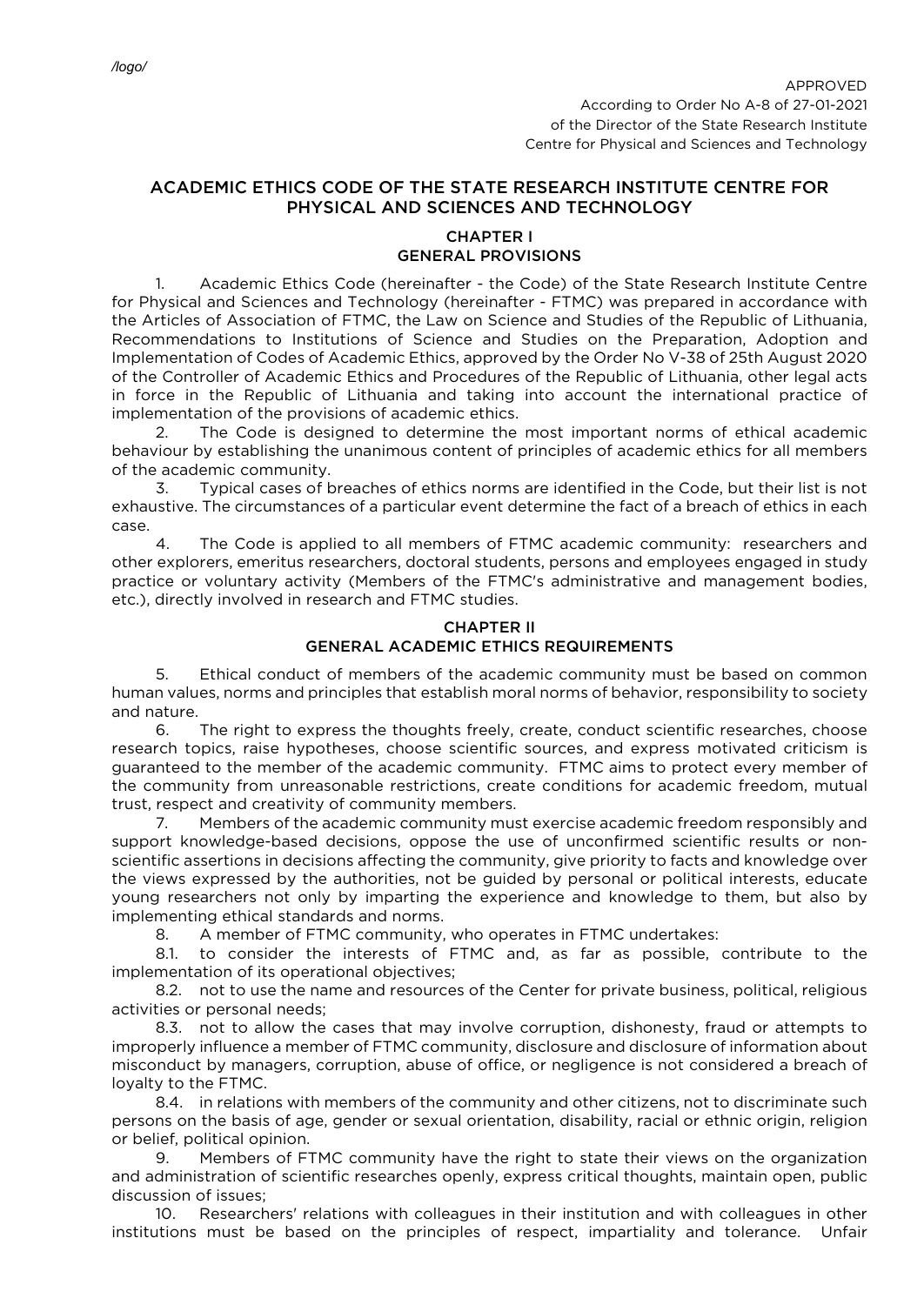/logo/

APPROVED
According to Order No A-8 of 27-01-2021
of the Director of the State Research Institute
Centre for Physical and Sciences and Technology

# ACADEMIC ETHICS CODE OF THE STATE RESEARCH INSTITUTE CENTRE FOR PHYSICAL AND SCIENCES AND TECHNOLOGY

## CHAPTER I
## GENERAL PROVISIONS

1. Academic Ethics Code (hereinafter - the Code) of the State Research Institute Centre for Physical and Sciences and Technology (hereinafter - FTMC) was prepared in accordance with the Articles of Association of FTMC, the Law on Science and Studies of the Republic of Lithuania, Recommendations to Institutions of Science and Studies on the Preparation, Adoption and Implementation of Codes of Academic Ethics, approved by the Order No V-38 of 25th August 2020 of the Controller of Academic Ethics and Procedures of the Republic of Lithuania, other legal acts in force in the Republic of Lithuania and taking into account the international practice of implementation of the provisions of academic ethics.

2. The Code is designed to determine the most important norms of ethical academic behaviour by establishing the unanimous content of principles of academic ethics for all members of the academic community.

3. Typical cases of breaches of ethics norms are identified in the Code, but their list is not exhaustive. The circumstances of a particular event determine the fact of a breach of ethics in each case.

4. The Code is applied to all members of FTMC academic community: researchers and other explorers, emeritus researchers, doctoral students, persons and employees engaged in study practice or voluntary activity (Members of the FTMC's administrative and management bodies, etc.), directly involved in research and FTMC studies.

## CHAPTER II
## GENERAL ACADEMIC ETHICS REQUIREMENTS

5. Ethical conduct of members of the academic community must be based on common human values, norms and principles that establish moral norms of behavior, responsibility to society and nature.

6. The right to express the thoughts freely, create, conduct scientific researches, choose research topics, raise hypotheses, choose scientific sources, and express motivated criticism is guaranteed to the member of the academic community. FTMC aims to protect every member of the community from unreasonable restrictions, create conditions for academic freedom, mutual trust, respect and creativity of community members.

7. Members of the academic community must exercise academic freedom responsibly and support knowledge-based decisions, oppose the use of unconfirmed scientific results or non-scientific assertions in decisions affecting the community, give priority to facts and knowledge over the views expressed by the authorities, not be guided by personal or political interests, educate young researchers not only by imparting the experience and knowledge to them, but also by implementing ethical standards and norms.

8. A member of FTMC community, who operates in FTMC undertakes:

8.1. to consider the interests of FTMC and, as far as possible, contribute to the implementation of its operational objectives;

8.2. not to use the name and resources of the Center for private business, political, religious activities or personal needs;

8.3. not to allow the cases that may involve corruption, dishonesty, fraud or attempts to improperly influence a member of FTMC community, disclosure and disclosure of information about misconduct by managers, corruption, abuse of office, or negligence is not considered a breach of loyalty to the FTMC.

8.4. in relations with members of the community and other citizens, not to discriminate such persons on the basis of age, gender or sexual orientation, disability, racial or ethnic origin, religion or belief, political opinion.

9. Members of FTMC community have the right to state their views on the organization and administration of scientific researches openly, express critical thoughts, maintain open, public discussion of issues;

10. Researchers' relations with colleagues in their institution and with colleagues in other institutions must be based on the principles of respect, impartiality and tolerance. Unfair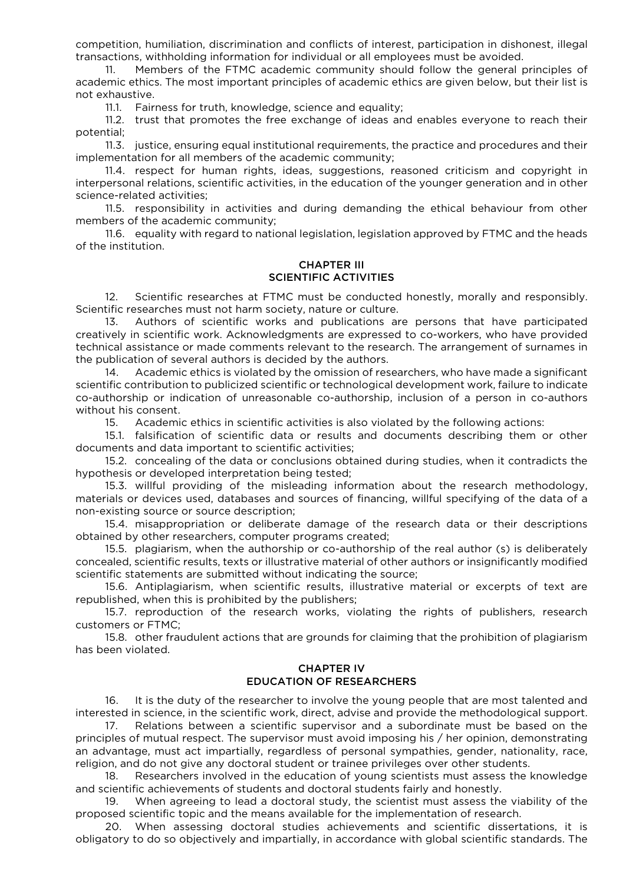competition, humiliation, discrimination and conflicts of interest, participation in dishonest, illegal transactions, withholding information for individual or all employees must be avoided.

11. Members of the FTMC academic community should follow the general principles of academic ethics. The most important principles of academic ethics are given below, but their list is not exhaustive.

11.1. Fairness for truth, knowledge, science and equality;

11.2. trust that promotes the free exchange of ideas and enables everyone to reach their potential;

11.3. justice, ensuring equal institutional requirements, the practice and procedures and their implementation for all members of the academic community;

11.4. respect for human rights, ideas, suggestions, reasoned criticism and copyright in interpersonal relations, scientific activities, in the education of the younger generation and in other science-related activities;

11.5. responsibility in activities and during demanding the ethical behaviour from other members of the academic community;

11.6. equality with regard to national legislation, legislation approved by FTMC and the heads of the institution.

## CHAPTER III
## SCIENTIFIC ACTIVITIES

12. Scientific researches at FTMC must be conducted honestly, morally and responsibly. Scientific researches must not harm society, nature or culture.

13. Authors of scientific works and publications are persons that have participated creatively in scientific work. Acknowledgments are expressed to co-workers, who have provided technical assistance or made comments relevant to the research. The arrangement of surnames in the publication of several authors is decided by the authors.

14. Academic ethics is violated by the omission of researchers, who have made a significant scientific contribution to publicized scientific or technological development work, failure to indicate co-authorship or indication of unreasonable co-authorship, inclusion of a person in co-authors without his consent.

15. Academic ethics in scientific activities is also violated by the following actions:

15.1. falsification of scientific data or results and documents describing them or other documents and data important to scientific activities;

15.2. concealing of the data or conclusions obtained during studies, when it contradicts the hypothesis or developed interpretation being tested;

15.3. willful providing of the misleading information about the research methodology, materials or devices used, databases and sources of financing, willful specifying of the data of a non-existing source or source description;

15.4. misappropriation or deliberate damage of the research data or their descriptions obtained by other researchers, computer programs created;

15.5. plagiarism, when the authorship or co-authorship of the real author (s) is deliberately concealed, scientific results, texts or illustrative material of other authors or insignificantly modified scientific statements are submitted without indicating the source;

15.6. Antiplagiarism, when scientific results, illustrative material or excerpts of text are republished, when this is prohibited by the publishers;

15.7. reproduction of the research works, violating the rights of publishers, research customers or FTMC;

15.8. other fraudulent actions that are grounds for claiming that the prohibition of plagiarism has been violated.

## CHAPTER IV
## EDUCATION OF RESEARCHERS

16. It is the duty of the researcher to involve the young people that are most talented and interested in science, in the scientific work, direct, advise and provide the methodological support.

17. Relations between a scientific supervisor and a subordinate must be based on the principles of mutual respect. The supervisor must avoid imposing his / her opinion, demonstrating an advantage, must act impartially, regardless of personal sympathies, gender, nationality, race, religion, and do not give any doctoral student or trainee privileges over other students.

18. Researchers involved in the education of young scientists must assess the knowledge and scientific achievements of students and doctoral students fairly and honestly.

19. When agreeing to lead a doctoral study, the scientist must assess the viability of the proposed scientific topic and the means available for the implementation of research.

20. When assessing doctoral studies achievements and scientific dissertations, it is obligatory to do so objectively and impartially, in accordance with global scientific standards. The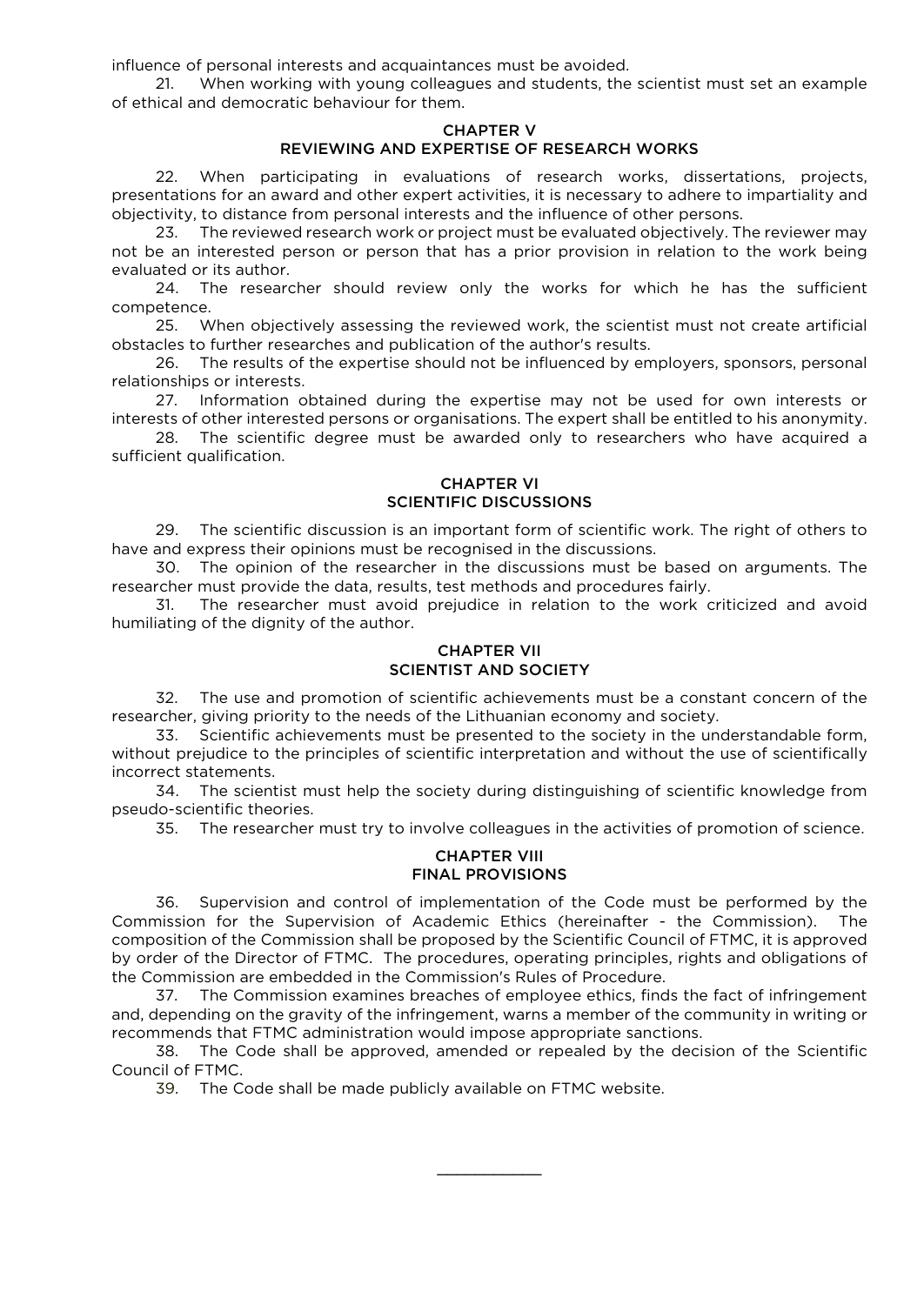influence of personal interests and acquaintances must be avoided.

21. When working with young colleagues and students, the scientist must set an example of ethical and democratic behaviour for them.

## CHAPTER V
## REVIEWING AND EXPERTISE OF RESEARCH WORKS

22. When participating in evaluations of research works, dissertations, projects, presentations for an award and other expert activities, it is necessary to adhere to impartiality and objectivity, to distance from personal interests and the influence of other persons.

23. The reviewed research work or project must be evaluated objectively. The reviewer may not be an interested person or person that has a prior provision in relation to the work being evaluated or its author.

24. The researcher should review only the works for which he has the sufficient competence.

25. When objectively assessing the reviewed work, the scientist must not create artificial obstacles to further researches and publication of the author's results.

26. The results of the expertise should not be influenced by employers, sponsors, personal relationships or interests.

27. Information obtained during the expertise may not be used for own interests or interests of other interested persons or organisations. The expert shall be entitled to his anonymity.

28. The scientific degree must be awarded only to researchers who have acquired a sufficient qualification.

## CHAPTER VI
## SCIENTIFIC DISCUSSIONS

29. The scientific discussion is an important form of scientific work. The right of others to have and express their opinions must be recognised in the discussions.

30. The opinion of the researcher in the discussions must be based on arguments. The researcher must provide the data, results, test methods and procedures fairly.

31. The researcher must avoid prejudice in relation to the work criticized and avoid humiliating of the dignity of the author.

## CHAPTER VII
## SCIENTIST AND SOCIETY

32. The use and promotion of scientific achievements must be a constant concern of the researcher, giving priority to the needs of the Lithuanian economy and society.

33. Scientific achievements must be presented to the society in the understandable form, without prejudice to the principles of scientific interpretation and without the use of scientifically incorrect statements.

34. The scientist must help the society during distinguishing of scientific knowledge from pseudo-scientific theories.

35. The researcher must try to involve colleagues in the activities of promotion of science.

## CHAPTER VIII
## FINAL PROVISIONS

36. Supervision and control of implementation of the Code must be performed by the Commission for the Supervision of Academic Ethics (hereinafter - the Commission). The composition of the Commission shall be proposed by the Scientific Council of FTMC, it is approved by order of the Director of FTMC. The procedures, operating principles, rights and obligations of the Commission are embedded in the Commission's Rules of Procedure.

37. The Commission examines breaches of employee ethics, finds the fact of infringement and, depending on the gravity of the infringement, warns a member of the community in writing or recommends that FTMC administration would impose appropriate sanctions.

38. The Code shall be approved, amended or repealed by the decision of the Scientific Council of FTMC.

39. The Code shall be made publicly available on FTMC website.

\_\_\_\_\_\_\_\_\_\_\_\_